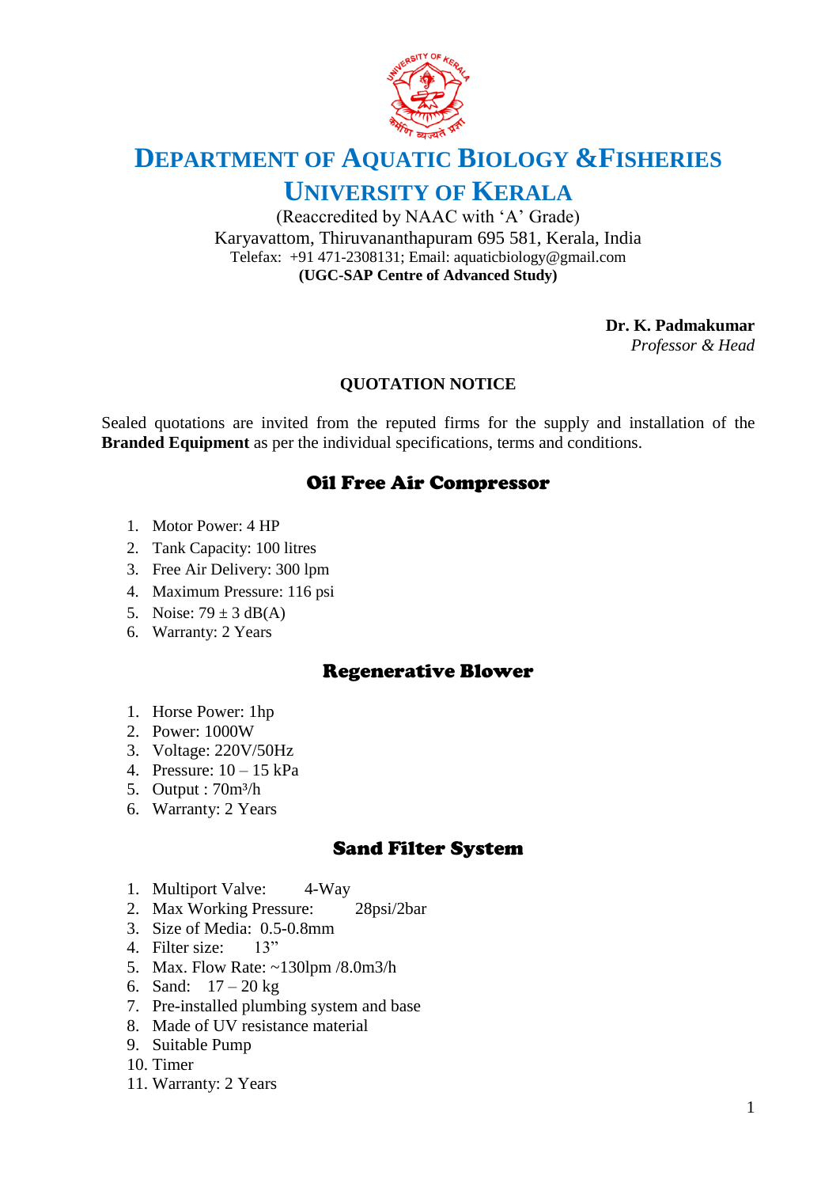# DEPARTMENT OF AQUATIC BIOLOGY &FISHERIES
# UNIVERSITY OF KERALA

(Reaccredited by NAAC with ‘A’ Grade)
Karyavattom, Thiruvananthapuram 695 581, Kerala, India
Telefax: +91 471-2308131; Email: aquaticbiology@gmail.com
**(UGC-SAP Centre of Advanced Study)**

**Dr. K. Padmakumar**
*Professor & Head*

**QUOTATION NOTICE**

Sealed quotations are invited from the reputed firms for the supply and installation of the **Branded Equipment** as per the individual specifications, terms and conditions.

## Oil Free Air Compressor

1. Motor Power: 4 HP
2. Tank Capacity: 100 litres
3. Free Air Delivery: 300 lpm
4. Maximum Pressure: 116 psi
5. Noise: 79 ± 3 dB(A)
6. Warranty: 2 Years

## Regenerative Blower

1. Horse Power: 1hp
2. Power: 1000W
3. Voltage: 220V/50Hz
4. Pressure: 10 – 15 kPa
5. Output : 70m³/h
6. Warranty: 2 Years

## Sand Filter System

1. Multiport Valve: 4-Way
2. Max Working Pressure: 28psi/2bar
3. Size of Media: 0.5-0.8mm
4. Filter size: 13”
5. Max. Flow Rate: ~130lpm /8.0m3/h
6. Sand: 17 – 20 kg
7. Pre-installed plumbing system and base
8. Made of UV resistance material
9. Suitable Pump
10. Timer
11. Warranty: 2 Years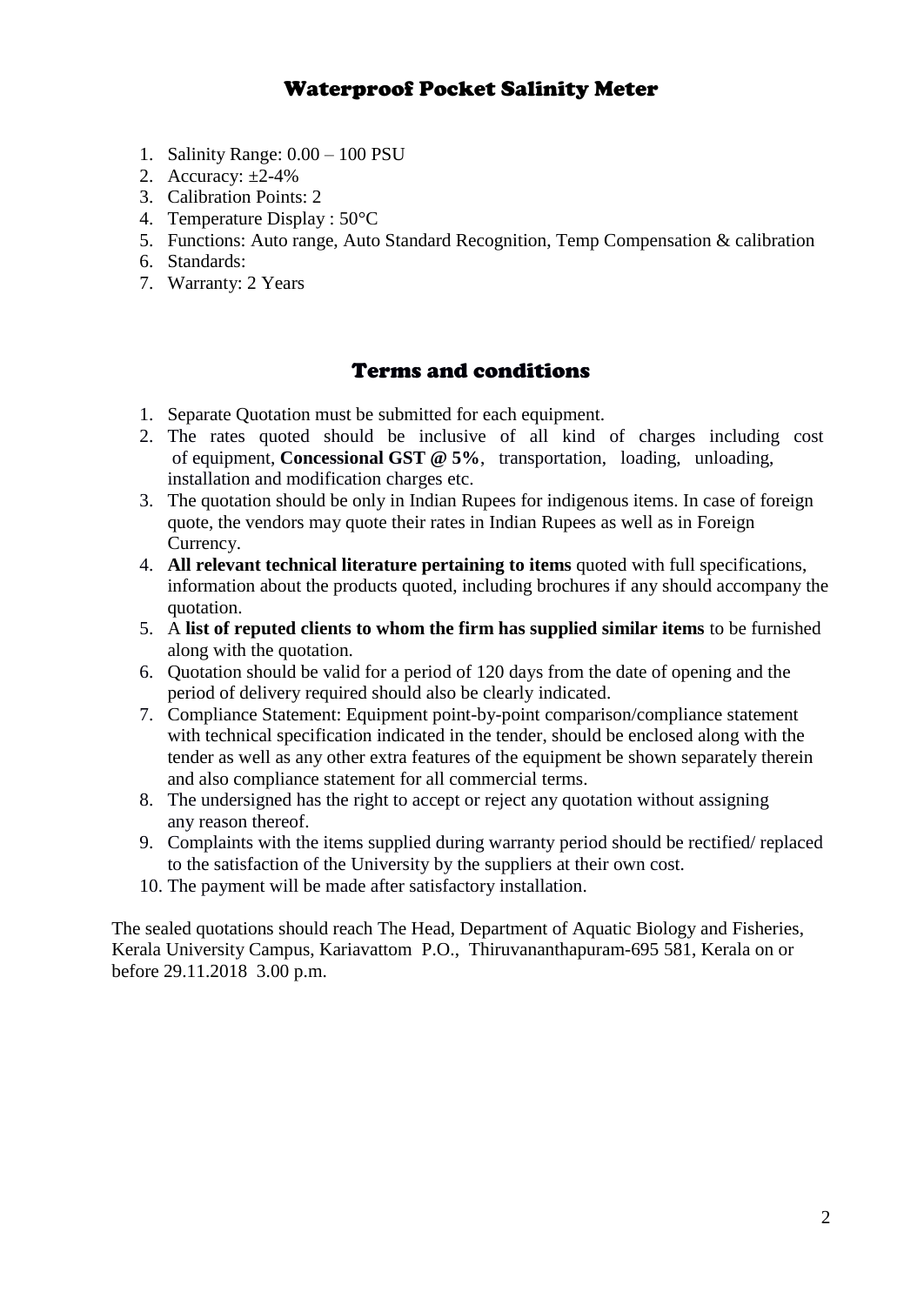## Waterproof Pocket Salinity Meter

1. Salinity Range: 0.00 – 100 PSU
2. Accuracy: ±2-4%
3. Calibration Points: 2
4. Temperature Display : 50°C
5. Functions: Auto range, Auto Standard Recognition, Temp Compensation & calibration
6. Standards:
7. Warranty: 2 Years

## Terms and conditions

1. Separate Quotation must be submitted for each equipment.
2. The rates quoted should be inclusive of all kind of charges including cost of equipment, **Concessional GST @ 5%**, transportation, loading, unloading, installation and modification charges etc.
3. The quotation should be only in Indian Rupees for indigenous items. In case of foreign quote, the vendors may quote their rates in Indian Rupees as well as in Foreign Currency.
4. **All relevant technical literature pertaining to items** quoted with full specifications, information about the products quoted, including brochures if any should accompany the quotation.
5. A **list of reputed clients to whom the firm has supplied similar items** to be furnished along with the quotation.
6. Quotation should be valid for a period of 120 days from the date of opening and the period of delivery required should also be clearly indicated.
7. Compliance Statement: Equipment point-by-point comparison/compliance statement with technical specification indicated in the tender, should be enclosed along with the tender as well as any other extra features of the equipment be shown separately therein and also compliance statement for all commercial terms.
8. The undersigned has the right to accept or reject any quotation without assigning any reason thereof.
9. Complaints with the items supplied during warranty period should be rectified/ replaced to the satisfaction of the University by the suppliers at their own cost.
10. The payment will be made after satisfactory installation.

The sealed quotations should reach The Head, Department of Aquatic Biology and Fisheries, Kerala University Campus, Kariavattom P.O., Thiruvananthapuram-695 581, Kerala on or before 29.11.2018 3.00 p.m.